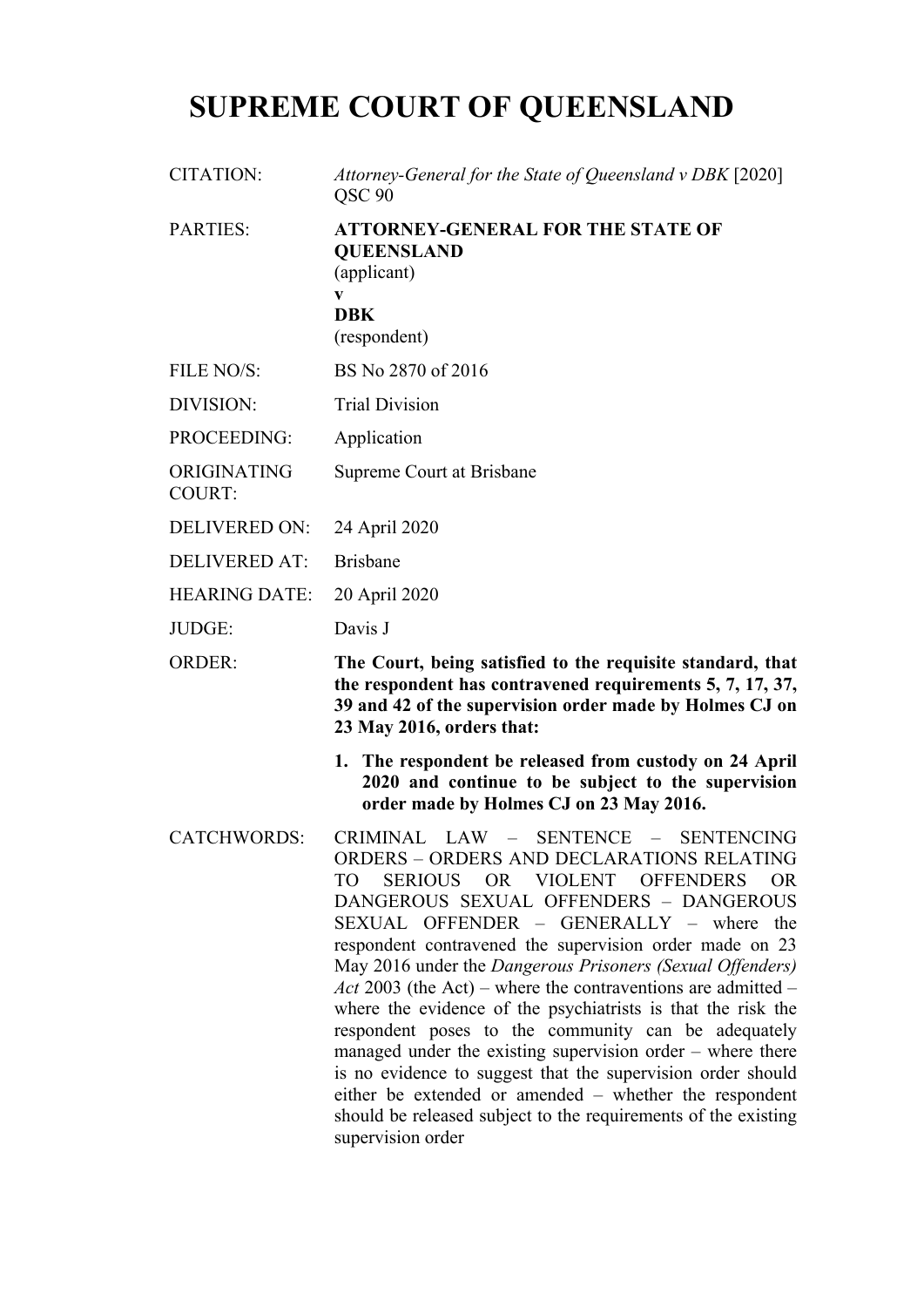# SUPREME COURT OF QUEENSLAND

| | |
|---|---|
| CITATION: | *Attorney-General for the State of Queensland v DBK* [2020] QSC 90 |
| PARTIES: | **ATTORNEY-GENERAL FOR THE STATE OF QUEENSLAND**<br>(applicant)<br>**v**<br>**DBK**<br>(respondent) |
| FILE NO/S: | BS No 2870 of 2016 |
| DIVISION: | Trial Division |
| PROCEEDING: | Application |
| ORIGINATING COURT: | Supreme Court at Brisbane |
| DELIVERED ON: | 24 April 2020 |
| DELIVERED AT: | Brisbane |
| HEARING DATE: | 20 April 2020 |
| JUDGE: | Davis J |
| ORDER: | **The Court, being satisfied to the requisite standard, that the respondent has contravened requirements 5, 7, 17, 37, 39 and 42 of the supervision order made by Holmes CJ on 23 May 2016, orders that:**<br><br>**1. The respondent be released from custody on 24 April 2020 and continue to be subject to the supervision order made by Holmes CJ on 23 May 2016.** |
| CATCHWORDS: | CRIMINAL LAW – SENTENCE – SENTENCING ORDERS – ORDERS AND DECLARATIONS RELATING TO SERIOUS OR VIOLENT OFFENDERS OR DANGEROUS SEXUAL OFFENDERS – DANGEROUS SEXUAL OFFENDER – GENERALLY – where the respondent contravened the supervision order made on 23 May 2016 under the *Dangerous Prisoners (Sexual Offenders) Act* 2003 (the Act) – where the contraventions are admitted – where the evidence of the psychiatrists is that the risk the respondent poses to the community can be adequately managed under the existing supervision order – where there is no evidence to suggest that the supervision order should either be extended or amended – whether the respondent should be released subject to the requirements of the existing supervision order |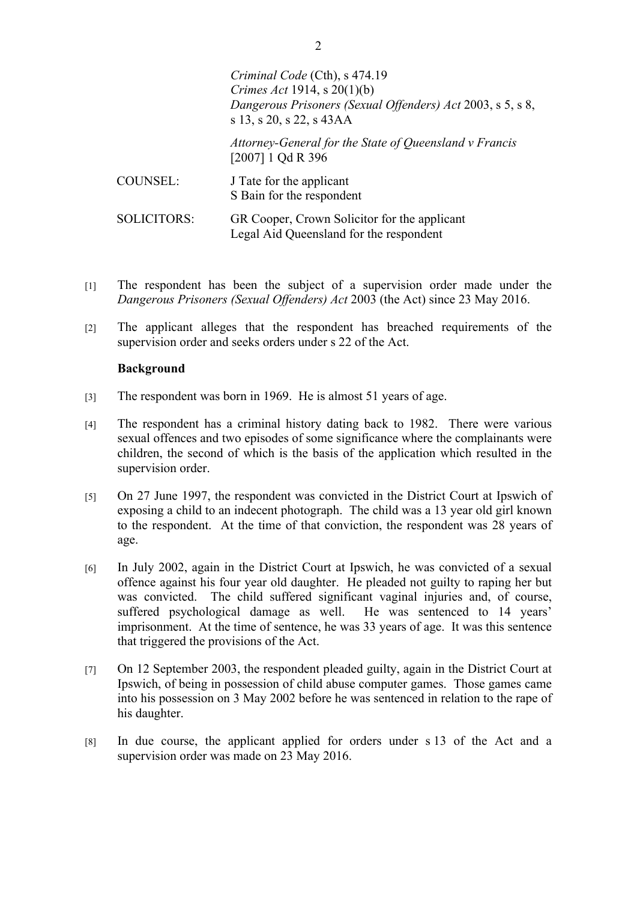*Criminal Code* (Cth), s 474.19
*Crimes Act* 1914, s 20(1)(b)
*Dangerous Prisoners (Sexual Offenders) Act* 2003, s 5, s 8, s 13, s 20, s 22, s 43AA

*Attorney-General for the State of Queensland v Francis* [2007] 1 Qd R 396

COUNSEL: J Tate for the applicant
S Bain for the respondent

SOLICITORS: GR Cooper, Crown Solicitor for the applicant
Legal Aid Queensland for the respondent

[1] The respondent has been the subject of a supervision order made under the *Dangerous Prisoners (Sexual Offenders) Act* 2003 (the Act) since 23 May 2016.

[2] The applicant alleges that the respondent has breached requirements of the supervision order and seeks orders under s 22 of the Act.

**Background**

[3] The respondent was born in 1969. He is almost 51 years of age.

[4] The respondent has a criminal history dating back to 1982. There were various sexual offences and two episodes of some significance where the complainants were children, the second of which is the basis of the application which resulted in the supervision order.

[5] On 27 June 1997, the respondent was convicted in the District Court at Ipswich of exposing a child to an indecent photograph. The child was a 13 year old girl known to the respondent. At the time of that conviction, the respondent was 28 years of age.

[6] In July 2002, again in the District Court at Ipswich, he was convicted of a sexual offence against his four year old daughter. He pleaded not guilty to raping her but was convicted. The child suffered significant vaginal injuries and, of course, suffered psychological damage as well. He was sentenced to 14 years' imprisonment. At the time of sentence, he was 33 years of age. It was this sentence that triggered the provisions of the Act.

[7] On 12 September 2003, the respondent pleaded guilty, again in the District Court at Ipswich, of being in possession of child abuse computer games. Those games came into his possession on 3 May 2002 before he was sentenced in relation to the rape of his daughter.

[8] In due course, the applicant applied for orders under s 13 of the Act and a supervision order was made on 23 May 2016.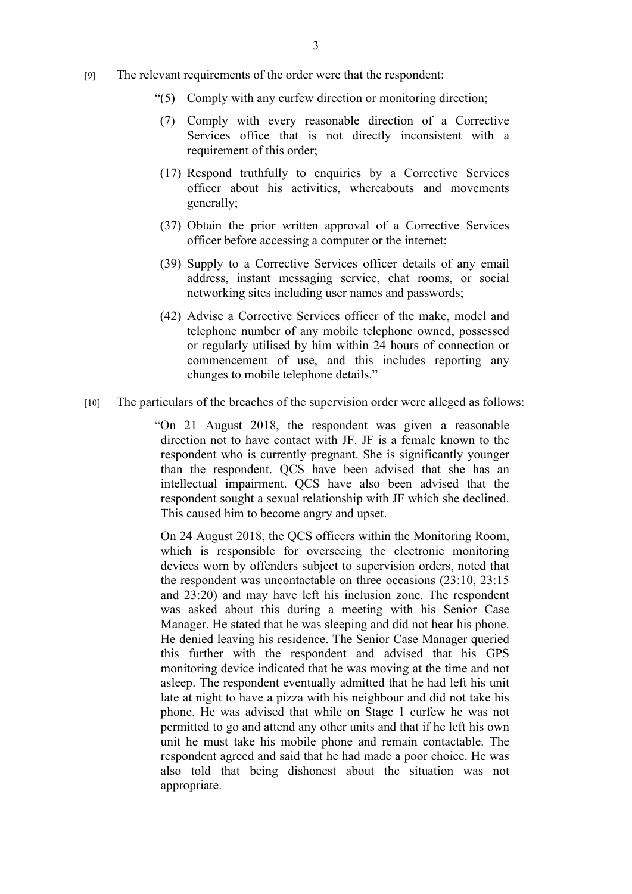[9] The relevant requirements of the order were that the respondent:

> "(5) Comply with any curfew direction or monitoring direction;
>
> (7) Comply with every reasonable direction of a Corrective Services office that is not directly inconsistent with a requirement of this order;
>
> (17) Respond truthfully to enquiries by a Corrective Services officer about his activities, whereabouts and movements generally;
>
> (37) Obtain the prior written approval of a Corrective Services officer before accessing a computer or the internet;
>
> (39) Supply to a Corrective Services officer details of any email address, instant messaging service, chat rooms, or social networking sites including user names and passwords;
>
> (42) Advise a Corrective Services officer of the make, model and telephone number of any mobile telephone owned, possessed or regularly utilised by him within 24 hours of connection or commencement of use, and this includes reporting any changes to mobile telephone details."

[10] The particulars of the breaches of the supervision order were alleged as follows:

> "On 21 August 2018, the respondent was given a reasonable direction not to have contact with JF. JF is a female known to the respondent who is currently pregnant. She is significantly younger than the respondent. QCS have been advised that she has an intellectual impairment. QCS have also been advised that the respondent sought a sexual relationship with JF which she declined. This caused him to become angry and upset.
>
> On 24 August 2018, the QCS officers within the Monitoring Room, which is responsible for overseeing the electronic monitoring devices worn by offenders subject to supervision orders, noted that the respondent was uncontactable on three occasions (23:10, 23:15 and 23:20) and may have left his inclusion zone. The respondent was asked about this during a meeting with his Senior Case Manager. He stated that he was sleeping and did not hear his phone. He denied leaving his residence. The Senior Case Manager queried this further with the respondent and advised that his GPS monitoring device indicated that he was moving at the time and not asleep. The respondent eventually admitted that he had left his unit late at night to have a pizza with his neighbour and did not take his phone. He was advised that while on Stage 1 curfew he was not permitted to go and attend any other units and that if he left his own unit he must take his mobile phone and remain contactable. The respondent agreed and said that he had made a poor choice. He was also told that being dishonest about the situation was not appropriate.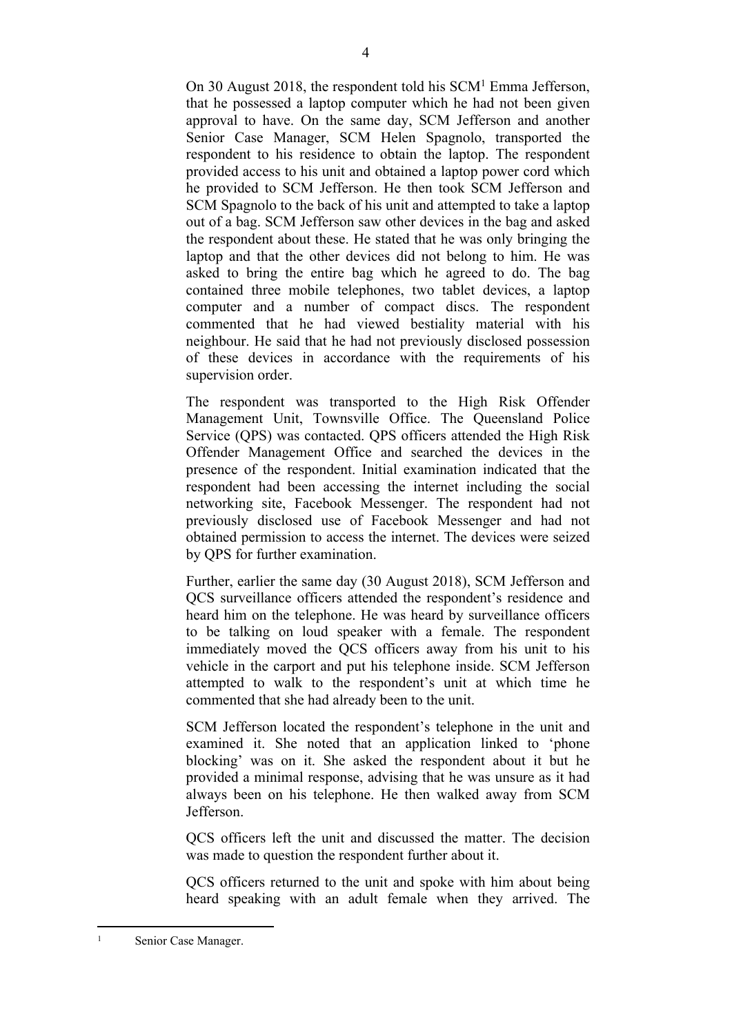On 30 August 2018, the respondent told his SCM[1] Emma Jefferson, that he possessed a laptop computer which he had not been given approval to have. On the same day, SCM Jefferson and another Senior Case Manager, SCM Helen Spagnolo, transported the respondent to his residence to obtain the laptop. The respondent provided access to his unit and obtained a laptop power cord which he provided to SCM Jefferson. He then took SCM Jefferson and SCM Spagnolo to the back of his unit and attempted to take a laptop out of a bag. SCM Jefferson saw other devices in the bag and asked the respondent about these. He stated that he was only bringing the laptop and that the other devices did not belong to him. He was asked to bring the entire bag which he agreed to do. The bag contained three mobile telephones, two tablet devices, a laptop computer and a number of compact discs. The respondent commented that he had viewed bestiality material with his neighbour. He said that he had not previously disclosed possession of these devices in accordance with the requirements of his supervision order.

The respondent was transported to the High Risk Offender Management Unit, Townsville Office. The Queensland Police Service (QPS) was contacted. QPS officers attended the High Risk Offender Management Office and searched the devices in the presence of the respondent. Initial examination indicated that the respondent had been accessing the internet including the social networking site, Facebook Messenger. The respondent had not previously disclosed use of Facebook Messenger and had not obtained permission to access the internet. The devices were seized by QPS for further examination.

Further, earlier the same day (30 August 2018), SCM Jefferson and QCS surveillance officers attended the respondent's residence and heard him on the telephone. He was heard by surveillance officers to be talking on loud speaker with a female. The respondent immediately moved the QCS officers away from his unit to his vehicle in the carport and put his telephone inside. SCM Jefferson attempted to walk to the respondent's unit at which time he commented that she had already been to the unit.

SCM Jefferson located the respondent's telephone in the unit and examined it. She noted that an application linked to 'phone blocking' was on it. She asked the respondent about it but he provided a minimal response, advising that he was unsure as it had always been on his telephone. He then walked away from SCM Jefferson.

QCS officers left the unit and discussed the matter. The decision was made to question the respondent further about it.

QCS officers returned to the unit and spoke with him about being heard speaking with an adult female when they arrived. The

---

[1] Senior Case Manager.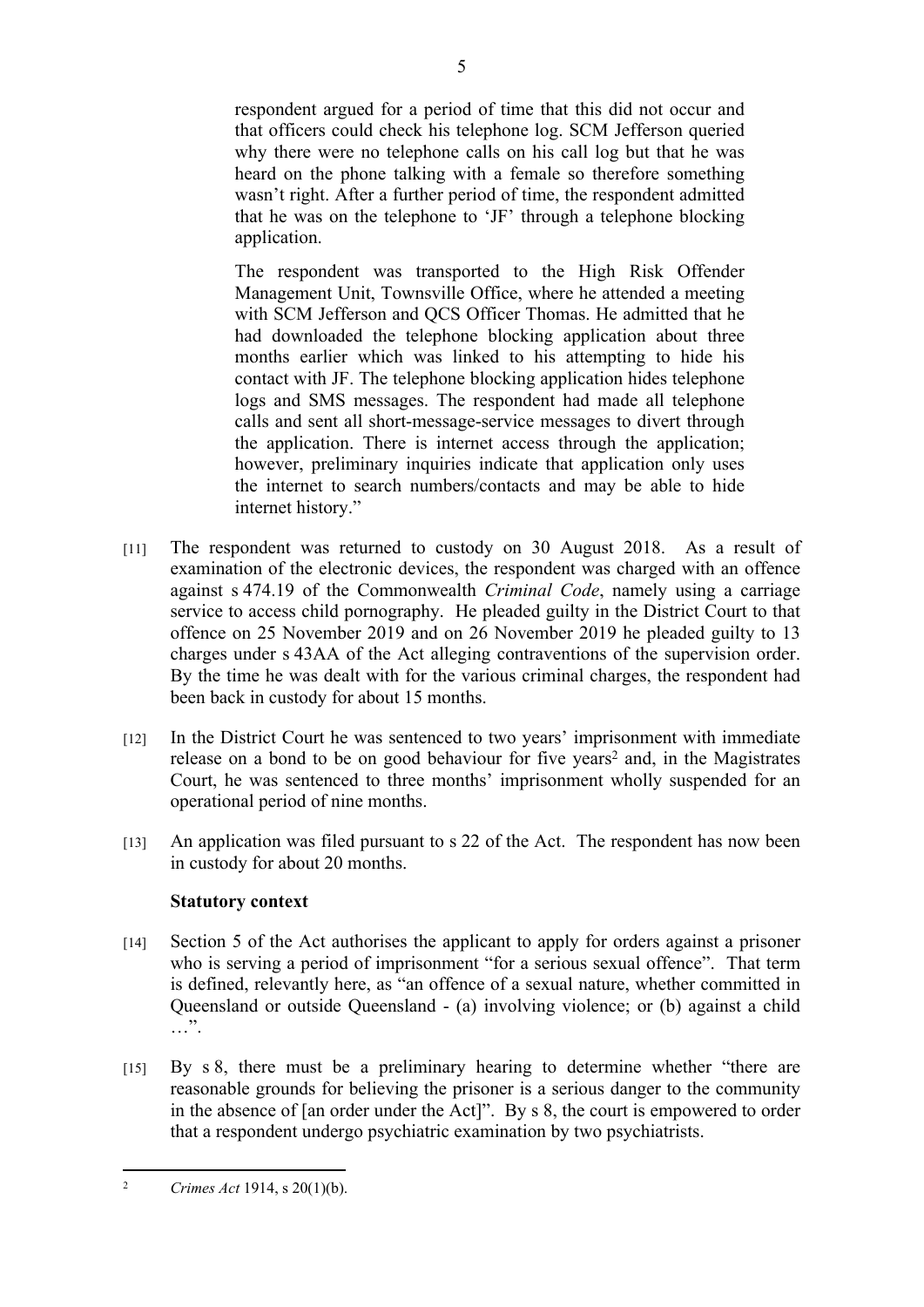> respondent argued for a period of time that this did not occur and that officers could check his telephone log. SCM Jefferson queried why there were no telephone calls on his call log but that he was heard on the phone talking with a female so therefore something wasn't right. After a further period of time, the respondent admitted that he was on the telephone to 'JF' through a telephone blocking application.
>
> The respondent was transported to the High Risk Offender Management Unit, Townsville Office, where he attended a meeting with SCM Jefferson and QCS Officer Thomas. He admitted that he had downloaded the telephone blocking application about three months earlier which was linked to his attempting to hide his contact with JF. The telephone blocking application hides telephone logs and SMS messages. The respondent had made all telephone calls and sent all short-message-service messages to divert through the application. There is internet access through the application; however, preliminary inquiries indicate that application only uses the internet to search numbers/contacts and may be able to hide internet history."

[11] The respondent was returned to custody on 30 August 2018. As a result of examination of the electronic devices, the respondent was charged with an offence against s 474.19 of the Commonwealth *Criminal Code*, namely using a carriage service to access child pornography. He pleaded guilty in the District Court to that offence on 25 November 2019 and on 26 November 2019 he pleaded guilty to 13 charges under s 43AA of the Act alleging contraventions of the supervision order. By the time he was dealt with for the various criminal charges, the respondent had been back in custody for about 15 months.

[12] In the District Court he was sentenced to two years' imprisonment with immediate release on a bond to be on good behaviour for five years[2] and, in the Magistrates Court, he was sentenced to three months' imprisonment wholly suspended for an operational period of nine months.

[13] An application was filed pursuant to s 22 of the Act. The respondent has now been in custody for about 20 months.

### Statutory context

[14] Section 5 of the Act authorises the applicant to apply for orders against a prisoner who is serving a period of imprisonment "for a serious sexual offence". That term is defined, relevantly here, as "an offence of a sexual nature, whether committed in Queensland or outside Queensland - (a) involving violence; or (b) against a child …".

[15] By s 8, there must be a preliminary hearing to determine whether "there are reasonable grounds for believing the prisoner is a serious danger to the community in the absence of [an order under the Act]". By s 8, the court is empowered to order that a respondent undergo psychiatric examination by two psychiatrists.

---

[2] *Crimes Act* 1914, s 20(1)(b).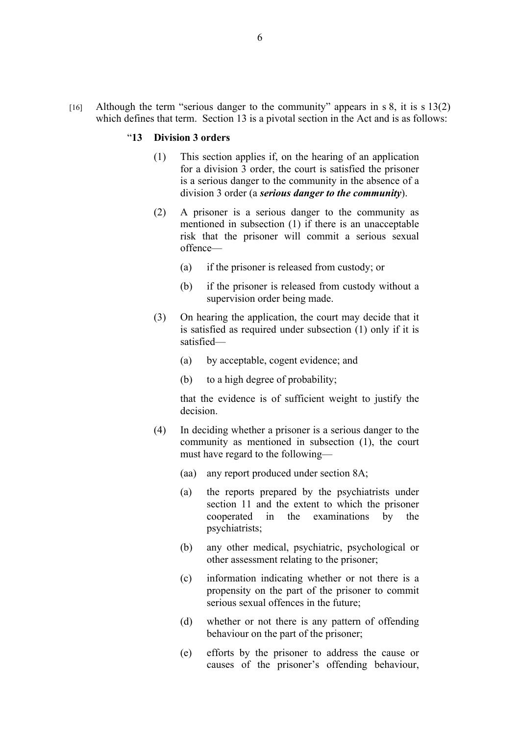[16] Although the term "serious danger to the community" appears in s 8, it is s 13(2) which defines that term. Section 13 is a pivotal section in the Act and is as follows:

> "**13 Division 3 orders**
>
> (1) This section applies if, on the hearing of an application for a division 3 order, the court is satisfied the prisoner is a serious danger to the community in the absence of a division 3 order (a ***serious danger to the community***).
>
> (2) A prisoner is a serious danger to the community as mentioned in subsection (1) if there is an unacceptable risk that the prisoner will commit a serious sexual offence—
>
> (a) if the prisoner is released from custody; or
>
> (b) if the prisoner is released from custody without a supervision order being made.
>
> (3) On hearing the application, the court may decide that it is satisfied as required under subsection (1) only if it is satisfied—
>
> (a) by acceptable, cogent evidence; and
>
> (b) to a high degree of probability;
>
> that the evidence is of sufficient weight to justify the decision.
>
> (4) In deciding whether a prisoner is a serious danger to the community as mentioned in subsection (1), the court must have regard to the following—
>
> (aa) any report produced under section 8A;
>
> (a) the reports prepared by the psychiatrists under section 11 and the extent to which the prisoner cooperated in the examinations by the psychiatrists;
>
> (b) any other medical, psychiatric, psychological or other assessment relating to the prisoner;
>
> (c) information indicating whether or not there is a propensity on the part of the prisoner to commit serious sexual offences in the future;
>
> (d) whether or not there is any pattern of offending behaviour on the part of the prisoner;
>
> (e) efforts by the prisoner to address the cause or causes of the prisoner's offending behaviour,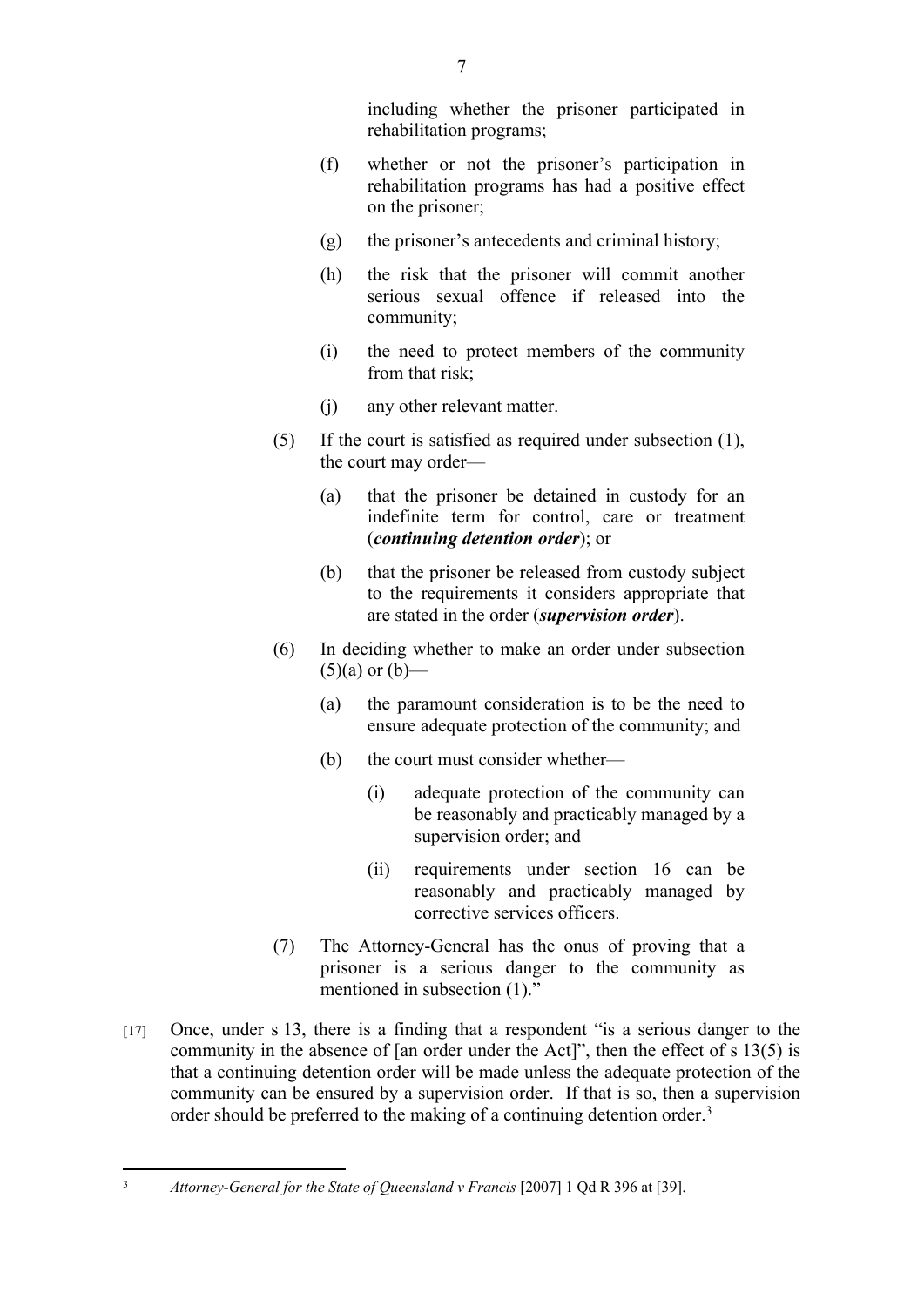including whether the prisoner participated in rehabilitation programs;

(f) whether or not the prisoner's participation in rehabilitation programs has had a positive effect on the prisoner;

(g) the prisoner's antecedents and criminal history;

(h) the risk that the prisoner will commit another serious sexual offence if released into the community;

(i) the need to protect members of the community from that risk;

(j) any other relevant matter.

(5) If the court is satisfied as required under subsection (1), the court may order—

(a) that the prisoner be detained in custody for an indefinite term for control, care or treatment (***continuing detention order***); or

(b) that the prisoner be released from custody subject to the requirements it considers appropriate that are stated in the order (***supervision order***).

(6) In deciding whether to make an order under subsection (5)(a) or (b)—

(a) the paramount consideration is to be the need to ensure adequate protection of the community; and

(b) the court must consider whether—

(i) adequate protection of the community can be reasonably and practicably managed by a supervision order; and

(ii) requirements under section 16 can be reasonably and practicably managed by corrective services officers.

(7) The Attorney-General has the onus of proving that a prisoner is a serious danger to the community as mentioned in subsection (1)."

[17] Once, under s 13, there is a finding that a respondent "is a serious danger to the community in the absence of [an order under the Act]", then the effect of s 13(5) is that a continuing detention order will be made unless the adequate protection of the community can be ensured by a supervision order. If that is so, then a supervision order should be preferred to the making of a continuing detention order.[3]

---

[3] *Attorney-General for the State of Queensland v Francis* [2007] 1 Qd R 396 at [39].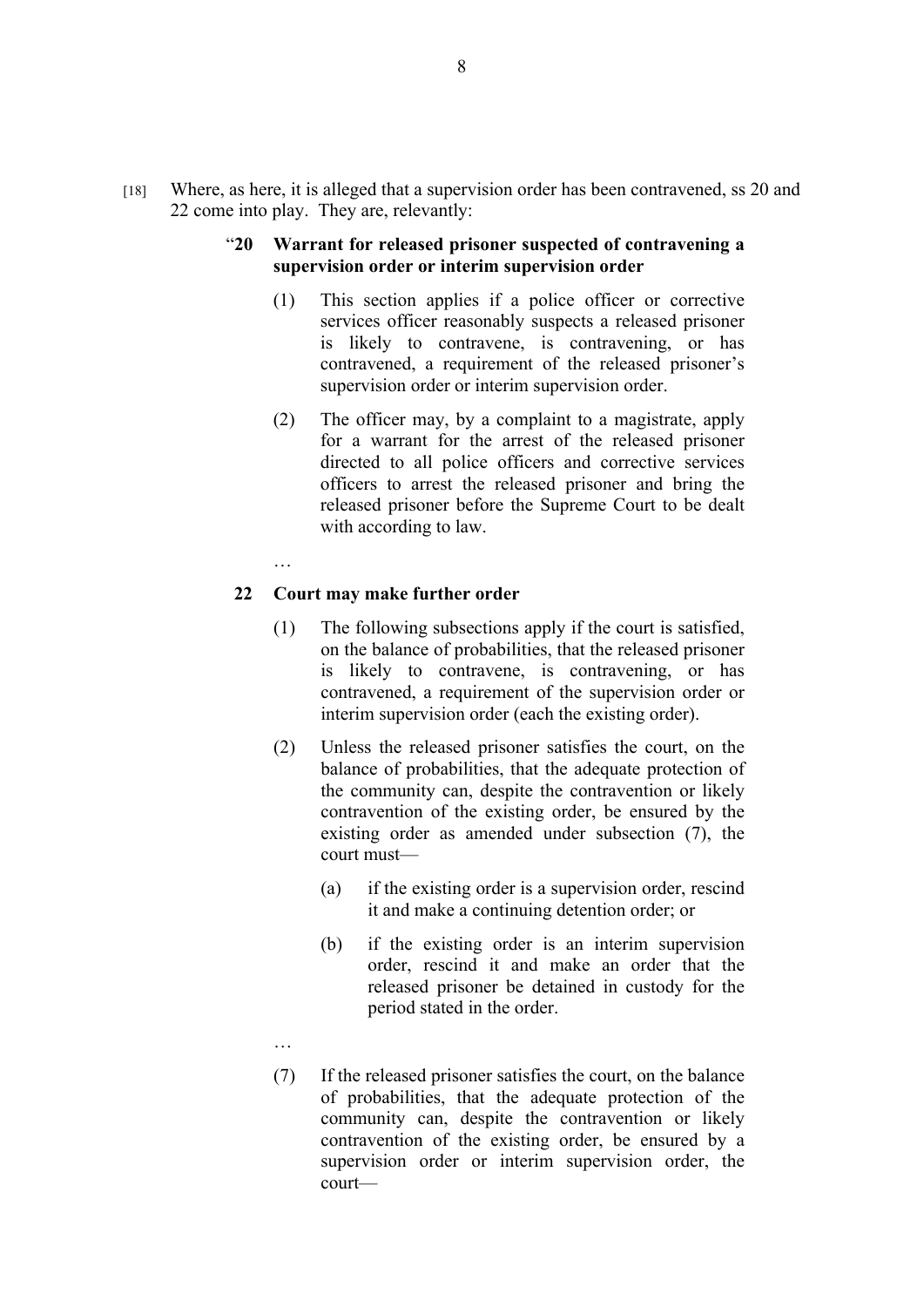[18] Where, as here, it is alleged that a supervision order has been contravened, ss 20 and 22 come into play. They are, relevantly:

> "**20 Warrant for released prisoner suspected of contravening a supervision order or interim supervision order**
>
> (1) This section applies if a police officer or corrective services officer reasonably suspects a released prisoner is likely to contravene, is contravening, or has contravened, a requirement of the released prisoner's supervision order or interim supervision order.
>
> (2) The officer may, by a complaint to a magistrate, apply for a warrant for the arrest of the released prisoner directed to all police officers and corrective services officers to arrest the released prisoner and bring the released prisoner before the Supreme Court to be dealt with according to law.
>
> …
>
> **22 Court may make further order**
>
> (1) The following subsections apply if the court is satisfied, on the balance of probabilities, that the released prisoner is likely to contravene, is contravening, or has contravened, a requirement of the supervision order or interim supervision order (each the existing order).
>
> (2) Unless the released prisoner satisfies the court, on the balance of probabilities, that the adequate protection of the community can, despite the contravention or likely contravention of the existing order, be ensured by the existing order as amended under subsection (7), the court must—
>
> (a) if the existing order is a supervision order, rescind it and make a continuing detention order; or
>
> (b) if the existing order is an interim supervision order, rescind it and make an order that the released prisoner be detained in custody for the period stated in the order.
>
> …
>
> (7) If the released prisoner satisfies the court, on the balance of probabilities, that the adequate protection of the community can, despite the contravention or likely contravention of the existing order, be ensured by a supervision order or interim supervision order, the court—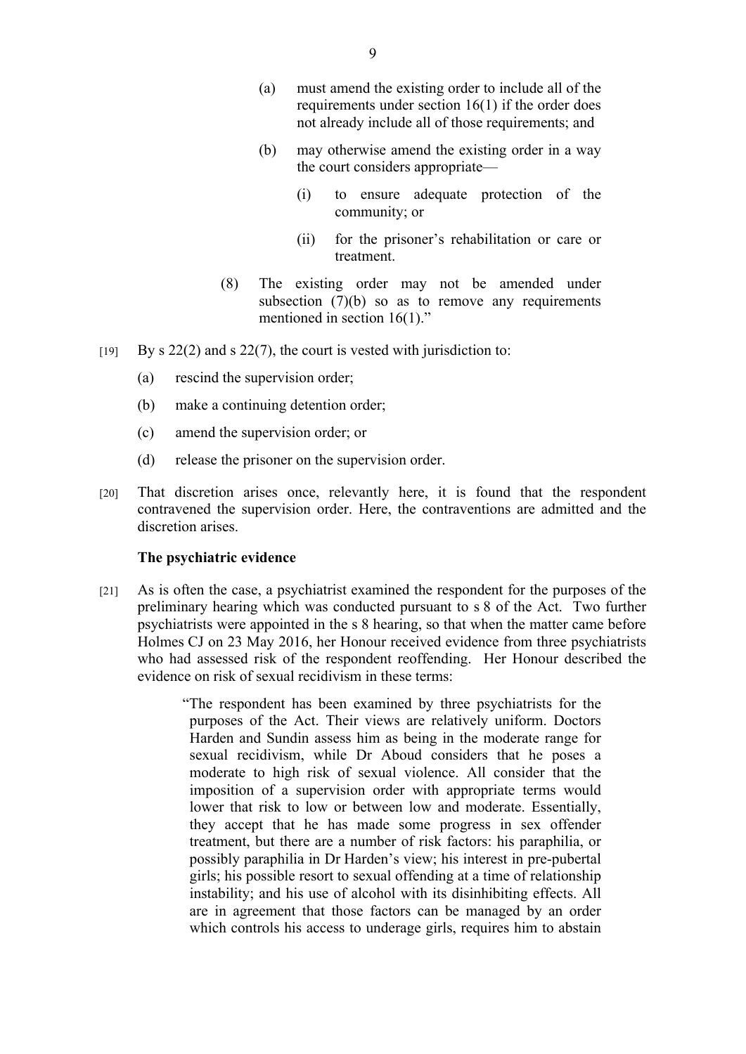(a) must amend the existing order to include all of the requirements under section 16(1) if the order does not already include all of those requirements; and

(b) may otherwise amend the existing order in a way the court considers appropriate—

(i) to ensure adequate protection of the community; or

(ii) for the prisoner's rehabilitation or care or treatment.

(8) The existing order may not be amended under subsection (7)(b) so as to remove any requirements mentioned in section 16(1)."

[19] By s 22(2) and s 22(7), the court is vested with jurisdiction to:

(a) rescind the supervision order;

(b) make a continuing detention order;

(c) amend the supervision order; or

(d) release the prisoner on the supervision order.

[20] That discretion arises once, relevantly here, it is found that the respondent contravened the supervision order. Here, the contraventions are admitted and the discretion arises.

**The psychiatric evidence**

[21] As is often the case, a psychiatrist examined the respondent for the purposes of the preliminary hearing which was conducted pursuant to s 8 of the Act. Two further psychiatrists were appointed in the s 8 hearing, so that when the matter came before Holmes CJ on 23 May 2016, her Honour received evidence from three psychiatrists who had assessed risk of the respondent reoffending. Her Honour described the evidence on risk of sexual recidivism in these terms:

> "The respondent has been examined by three psychiatrists for the purposes of the Act. Their views are relatively uniform. Doctors Harden and Sundin assess him as being in the moderate range for sexual recidivism, while Dr Aboud considers that he poses a moderate to high risk of sexual violence. All consider that the imposition of a supervision order with appropriate terms would lower that risk to low or between low and moderate. Essentially, they accept that he has made some progress in sex offender treatment, but there are a number of risk factors: his paraphilia, or possibly paraphilia in Dr Harden's view; his interest in pre-pubertal girls; his possible resort to sexual offending at a time of relationship instability; and his use of alcohol with its disinhibiting effects. All are in agreement that those factors can be managed by an order which controls his access to underage girls, requires him to abstain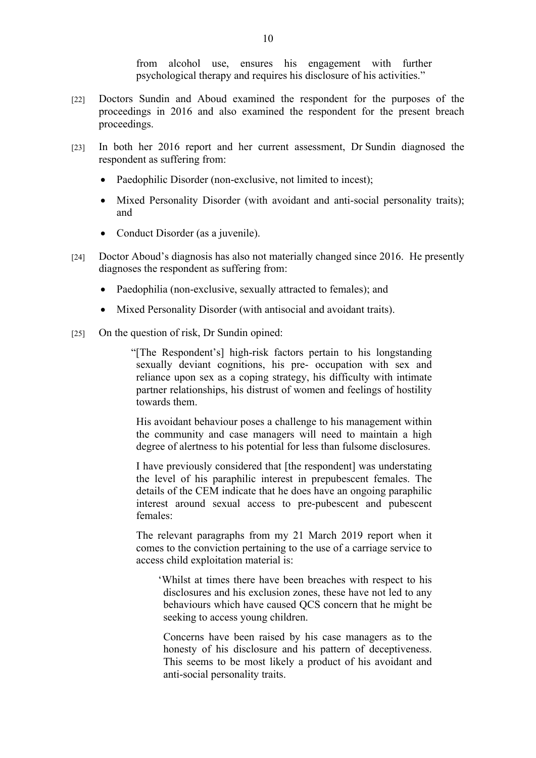> from alcohol use, ensures his engagement with further psychological therapy and requires his disclosure of his activities."

[22] Doctors Sundin and Aboud examined the respondent for the purposes of the proceedings in 2016 and also examined the respondent for the present breach proceedings.

[23] In both her 2016 report and her current assessment, Dr Sundin diagnosed the respondent as suffering from:

- Paedophilic Disorder (non-exclusive, not limited to incest);
- Mixed Personality Disorder (with avoidant and anti-social personality traits); and
- Conduct Disorder (as a juvenile).

[24] Doctor Aboud's diagnosis has also not materially changed since 2016. He presently diagnoses the respondent as suffering from:

- Paedophilia (non-exclusive, sexually attracted to females); and
- Mixed Personality Disorder (with antisocial and avoidant traits).

[25] On the question of risk, Dr Sundin opined:

> "[The Respondent's] high-risk factors pertain to his longstanding sexually deviant cognitions, his pre- occupation with sex and reliance upon sex as a coping strategy, his difficulty with intimate partner relationships, his distrust of women and feelings of hostility towards them.
>
> His avoidant behaviour poses a challenge to his management within the community and case managers will need to maintain a high degree of alertness to his potential for less than fulsome disclosures.
>
> I have previously considered that [the respondent] was understating the level of his paraphilic interest in prepubescent females. The details of the CEM indicate that he does have an ongoing paraphilic interest around sexual access to pre-pubescent and pubescent females:
>
> The relevant paragraphs from my 21 March 2019 report when it comes to the conviction pertaining to the use of a carriage service to access child exploitation material is:
>
> > 'Whilst at times there have been breaches with respect to his disclosures and his exclusion zones, these have not led to any behaviours which have caused QCS concern that he might be seeking to access young children.
> >
> > Concerns have been raised by his case managers as to the honesty of his disclosure and his pattern of deceptiveness. This seems to be most likely a product of his avoidant and anti-social personality traits.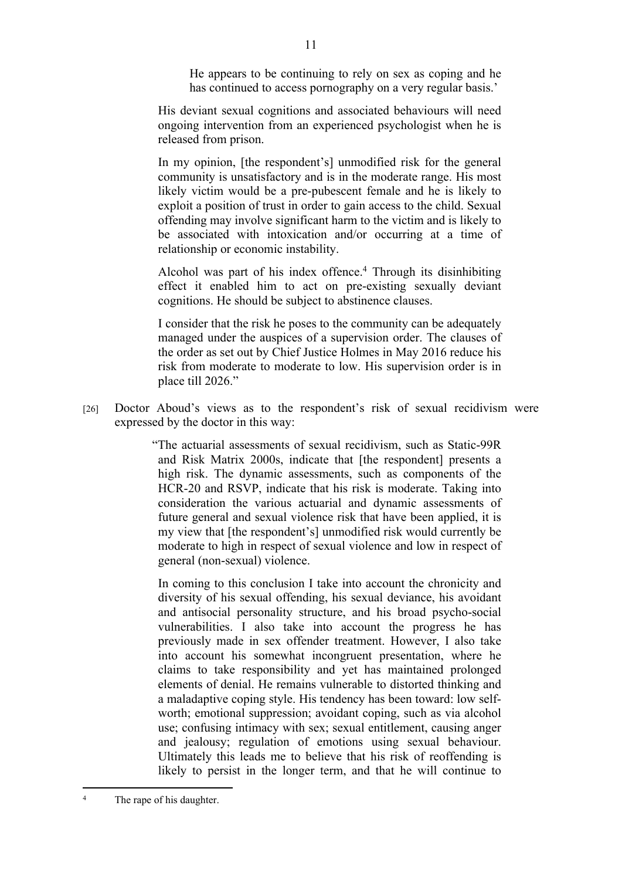> He appears to be continuing to rely on sex as coping and he has continued to access pornography on a very regular basis.'
>
> His deviant sexual cognitions and associated behaviours will need ongoing intervention from an experienced psychologist when he is released from prison.
>
> In my opinion, [the respondent's] unmodified risk for the general community is unsatisfactory and is in the moderate range. His most likely victim would be a pre-pubescent female and he is likely to exploit a position of trust in order to gain access to the child. Sexual offending may involve significant harm to the victim and is likely to be associated with intoxication and/or occurring at a time of relationship or economic instability.
>
> Alcohol was part of his index offence.[4] Through its disinhibiting effect it enabled him to act on pre-existing sexually deviant cognitions. He should be subject to abstinence clauses.
>
> I consider that the risk he poses to the community can be adequately managed under the auspices of a supervision order. The clauses of the order as set out by Chief Justice Holmes in May 2016 reduce his risk from moderate to moderate to low. His supervision order is in place till 2026."

[26] Doctor Aboud's views as to the respondent's risk of sexual recidivism were expressed by the doctor in this way:

> "The actuarial assessments of sexual recidivism, such as Static-99R and Risk Matrix 2000s, indicate that [the respondent] presents a high risk. The dynamic assessments, such as components of the HCR-20 and RSVP, indicate that his risk is moderate. Taking into consideration the various actuarial and dynamic assessments of future general and sexual violence risk that have been applied, it is my view that [the respondent's] unmodified risk would currently be moderate to high in respect of sexual violence and low in respect of general (non-sexual) violence.
>
> In coming to this conclusion I take into account the chronicity and diversity of his sexual offending, his sexual deviance, his avoidant and antisocial personality structure, and his broad psycho-social vulnerabilities. I also take into account the progress he has previously made in sex offender treatment. However, I also take into account his somewhat incongruent presentation, where he claims to take responsibility and yet has maintained prolonged elements of denial. He remains vulnerable to distorted thinking and a maladaptive coping style. His tendency has been toward: low self-worth; emotional suppression; avoidant coping, such as via alcohol use; confusing intimacy with sex; sexual entitlement, causing anger and jealousy; regulation of emotions using sexual behaviour. Ultimately this leads me to believe that his risk of reoffending is likely to persist in the longer term, and that he will continue to

---

[4] The rape of his daughter.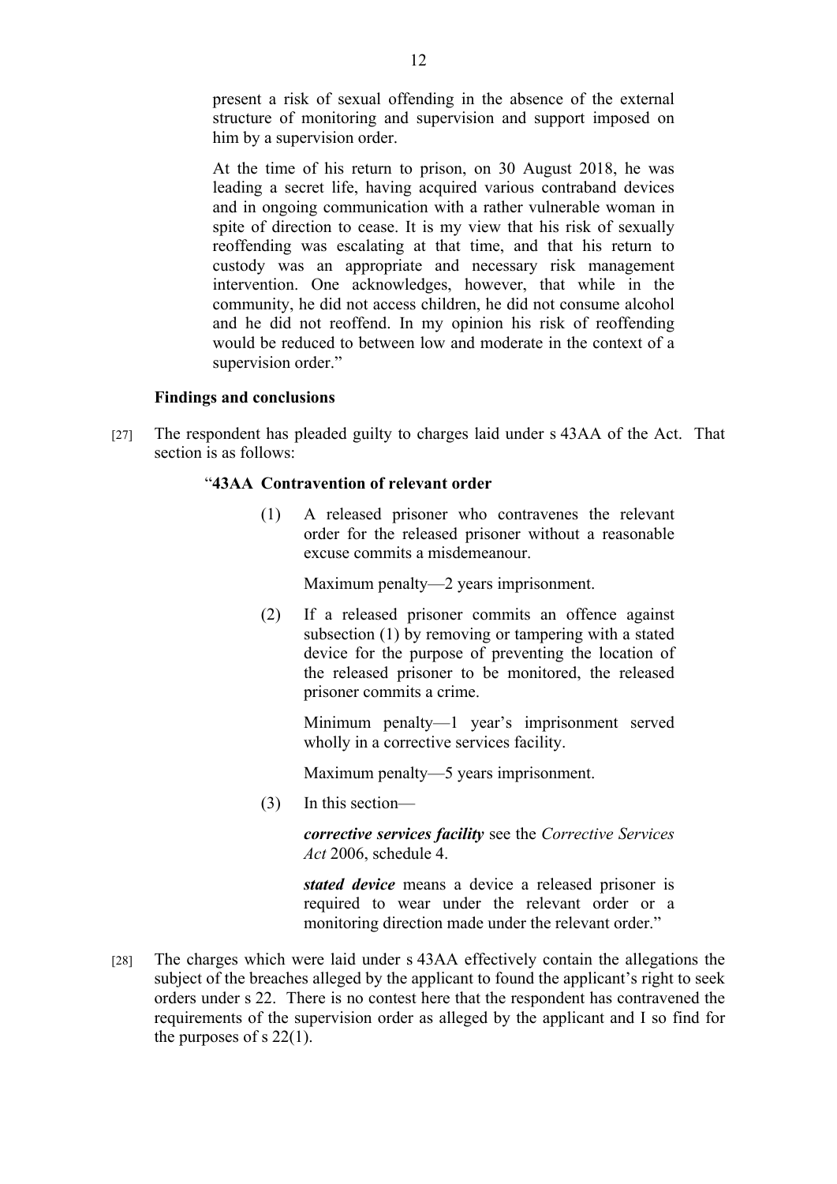present a risk of sexual offending in the absence of the external structure of monitoring and supervision and support imposed on him by a supervision order.

At the time of his return to prison, on 30 August 2018, he was leading a secret life, having acquired various contraband devices and in ongoing communication with a rather vulnerable woman in spite of direction to cease. It is my view that his risk of sexually reoffending was escalating at that time, and that his return to custody was an appropriate and necessary risk management intervention. One acknowledges, however, that while in the community, he did not access children, he did not consume alcohol and he did not reoffend. In my opinion his risk of reoffending would be reduced to between low and moderate in the context of a supervision order."

**Findings and conclusions**

[27] The respondent has pleaded guilty to charges laid under s 43AA of the Act. That section is as follows:

"**43AA Contravention of relevant order**

(1) A released prisoner who contravenes the relevant order for the released prisoner without a reasonable excuse commits a misdemeanour.

Maximum penalty—2 years imprisonment.

(2) If a released prisoner commits an offence against subsection (1) by removing or tampering with a stated device for the purpose of preventing the location of the released prisoner to be monitored, the released prisoner commits a crime.

Minimum penalty—1 year's imprisonment served wholly in a corrective services facility.

Maximum penalty—5 years imprisonment.

(3) In this section—

***corrective services facility*** see the *Corrective Services Act* 2006, schedule 4.

***stated device*** means a device a released prisoner is required to wear under the relevant order or a monitoring direction made under the relevant order."

[28] The charges which were laid under s 43AA effectively contain the allegations the subject of the breaches alleged by the applicant to found the applicant's right to seek orders under s 22. There is no contest here that the respondent has contravened the requirements of the supervision order as alleged by the applicant and I so find for the purposes of s 22(1).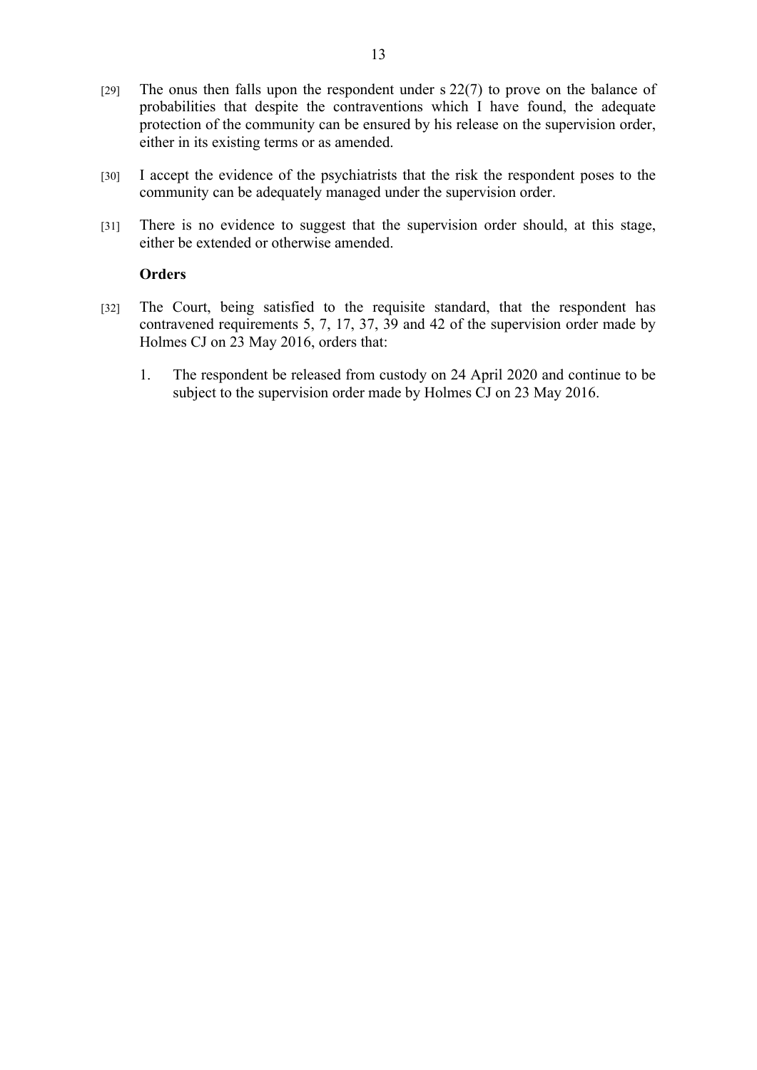[29] The onus then falls upon the respondent under s 22(7) to prove on the balance of probabilities that despite the contraventions which I have found, the adequate protection of the community can be ensured by his release on the supervision order, either in its existing terms or as amended.

[30] I accept the evidence of the psychiatrists that the risk the respondent poses to the community can be adequately managed under the supervision order.

[31] There is no evidence to suggest that the supervision order should, at this stage, either be extended or otherwise amended.

**Orders**

[32] The Court, being satisfied to the requisite standard, that the respondent has contravened requirements 5, 7, 17, 37, 39 and 42 of the supervision order made by Holmes CJ on 23 May 2016, orders that:

1. The respondent be released from custody on 24 April 2020 and continue to be subject to the supervision order made by Holmes CJ on 23 May 2016.